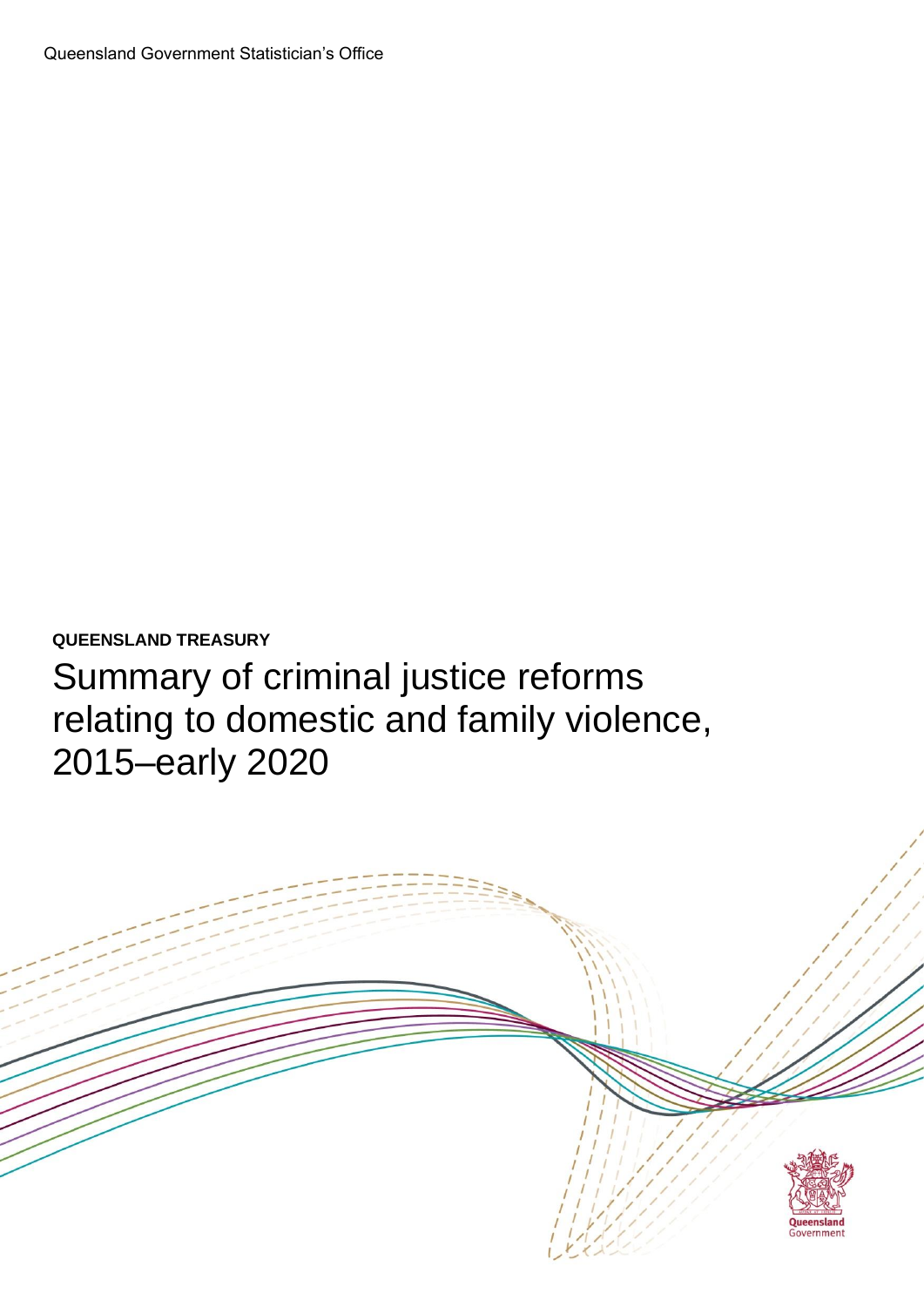Queensland Government Statistician's Office

**QUEENSLAND TREASURY**

# Summary of criminal justice reforms relating to domestic and family violence, 2015–early 2020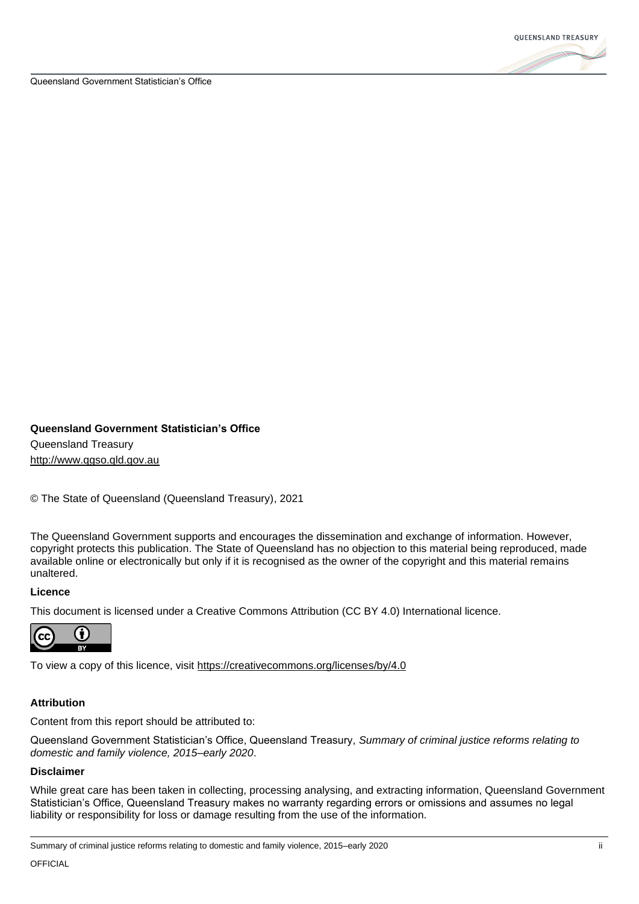**Queensland Government Statistician's Office**

Queensland Treasury

http://www.qgso.qld.gov.au

© The State of Queensland (Queensland Treasury), 2021

The Queensland Government supports and encourages the dissemination and exchange of information. However, copyright protects this publication. The State of Queensland has no objection to this material being reproduced, made available online or electronically but only if it is recognised as the owner of the copyright and this material remains unaltered.

**Licence**

This document is licensed under a Creative Commons Attribution (CC BY 4.0) International licence.

To view a copy of this licence, visit https://creativecommons.org/licenses/by/4.0

**Attribution**

Content from this report should be attributed to:

Queensland Government Statistician's Office, Queensland Treasury, *Summary of criminal justice reforms relating to domestic and family violence, 2015–early 2020*.

**Disclaimer**

While great care has been taken in collecting, processing analysing, and extracting information, Queensland Government Statistician's Office, Queensland Treasury makes no warranty regarding errors or omissions and assumes no legal liability or responsibility for loss or damage resulting from the use of the information.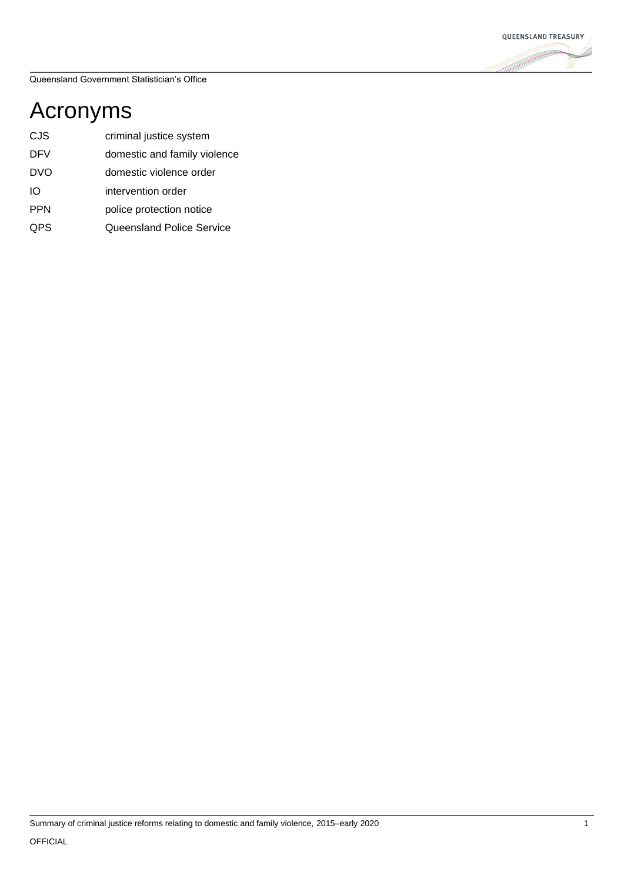# Acronyms

| | |
|---|---|
| CJS | criminal justice system |
| DFV | domestic and family violence |
| DVO | domestic violence order |
| IO | intervention order |
| PPN | police protection notice |
| QPS | Queensland Police Service |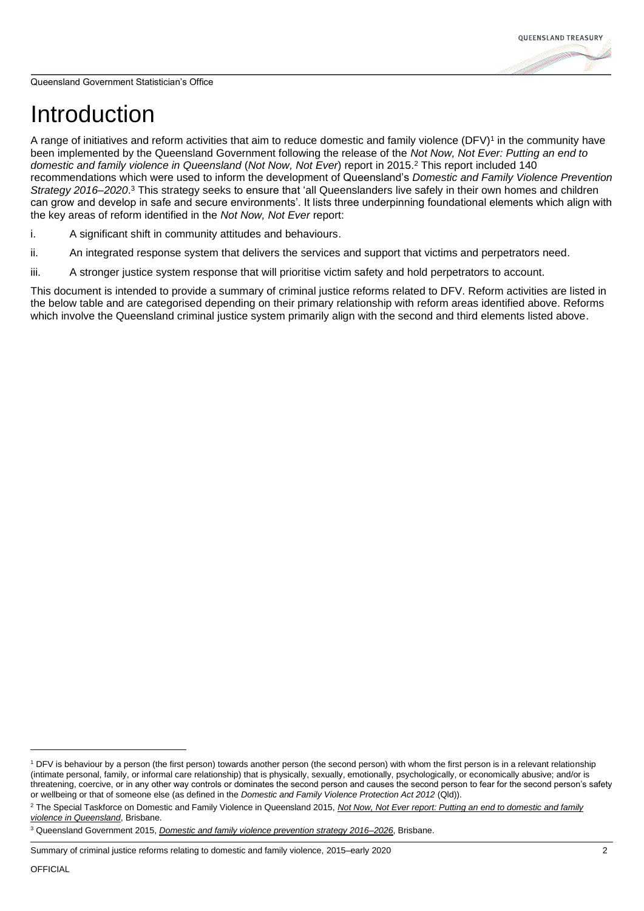# Introduction

A range of initiatives and reform activities that aim to reduce domestic and family violence (DFV)[1] in the community have been implemented by the Queensland Government following the release of the *Not Now, Not Ever: Putting an end to domestic and family violence in Queensland* (*Not Now, Not Ever*) report in 2015.[2] This report included 140 recommendations which were used to inform the development of Queensland's *Domestic and Family Violence Prevention Strategy 2016–2020*.[3] This strategy seeks to ensure that 'all Queenslanders live safely in their own homes and children can grow and develop in safe and secure environments'. It lists three underpinning foundational elements which align with the key areas of reform identified in the *Not Now, Not Ever* report:

i. A significant shift in community attitudes and behaviours.

ii. An integrated response system that delivers the services and support that victims and perpetrators need.

iii. A stronger justice system response that will prioritise victim safety and hold perpetrators to account.

This document is intended to provide a summary of criminal justice reforms related to DFV. Reform activities are listed in the below table and are categorised depending on their primary relationship with reform areas identified above. Reforms which involve the Queensland criminal justice system primarily align with the second and third elements listed above.

---

[1] DFV is behaviour by a person (the first person) towards another person (the second person) with whom the first person is in a relevant relationship (intimate personal, family, or informal care relationship) that is physically, sexually, emotionally, psychologically, or economically abusive; and/or is threatening, coercive, or in any other way controls or dominates the second person and causes the second person to fear for the second person's safety or wellbeing or that of someone else (as defined in the *Domestic and Family Violence Protection Act 2012* (Qld)).

[2] The Special Taskforce on Domestic and Family Violence in Queensland 2015, *Not Now, Not Ever report: Putting an end to domestic and family violence in Queensland*, Brisbane.

[3] Queensland Government 2015, *Domestic and family violence prevention strategy 2016–2026*, Brisbane.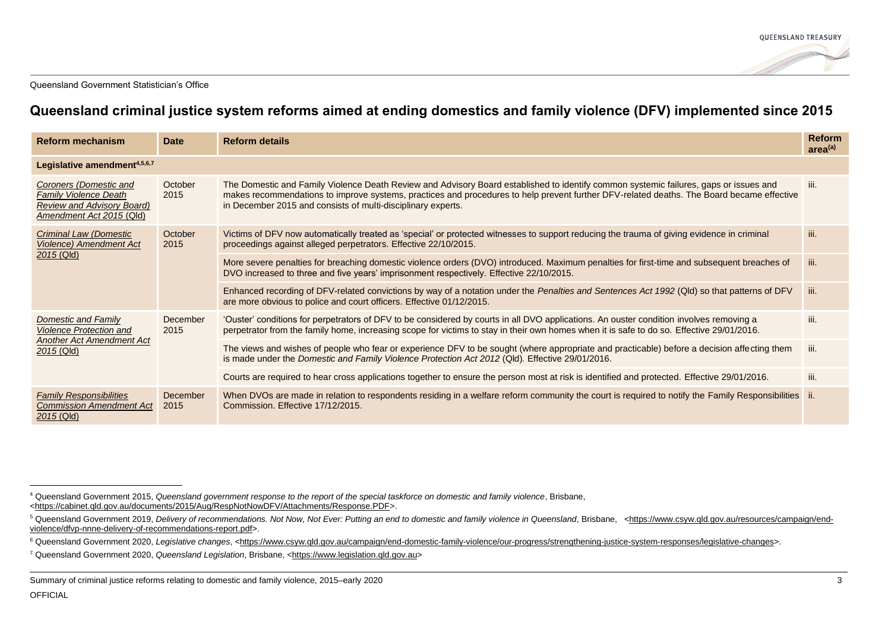Queensland Government Statistician's Office

## Queensland criminal justice system reforms aimed at ending domestics and family violence (DFV) implemented since 2015

| Reform mechanism | Date | Reform details | Reform area[(a)] |
|---|---|---|---|
| **Legislative amendment[4,5,6,7]** | | | |
| *Coroners (Domestic and Family Violence Death Review and Advisory Board) Amendment Act 2015* (Qld) | October 2015 | The Domestic and Family Violence Death Review and Advisory Board established to identify common systemic failures, gaps or issues and makes recommendations to improve systems, practices and procedures to help prevent further DFV-related deaths. The Board became effective in December 2015 and consists of multi-disciplinary experts. | iii. |
| *Criminal Law (Domestic Violence) Amendment Act 2015* (Qld) | October 2015 | Victims of DFV now automatically treated as 'special' or protected witnesses to support reducing the trauma of giving evidence in criminal proceedings against alleged perpetrators. Effective 22/10/2015. | iii. |
| | | More severe penalties for breaching domestic violence orders (DVO) introduced. Maximum penalties for first-time and subsequent breaches of DVO increased to three and five years' imprisonment respectively. Effective 22/10/2015. | iii. |
| | | Enhanced recording of DFV-related convictions by way of a notation under the *Penalties and Sentences Act 1992* (Qld) so that patterns of DFV are more obvious to police and court officers. Effective 01/12/2015. | iii. |
| *Domestic and Family Violence Protection and Another Act Amendment Act 2015* (Qld) | December 2015 | 'Ouster' conditions for perpetrators of DFV to be considered by courts in all DVO applications. An ouster condition involves removing a perpetrator from the family home, increasing scope for victims to stay in their own homes when it is safe to do so. Effective 29/01/2016. | iii. |
| | | The views and wishes of people who fear or experience DFV to be sought (where appropriate and practicable) before a decision affecting them is made under the *Domestic and Family Violence Protection Act 2012* (Qld). Effective 29/01/2016. | iii. |
| | | Courts are required to hear cross applications together to ensure the person most at risk is identified and protected. Effective 29/01/2016. | iii. |
| *Family Responsibilities Commission Amendment Act 2015* (Qld) | December 2015 | When DVOs are made in relation to respondents residing in a welfare reform community the court is required to notify the Family Responsibilities Commission. Effective 17/12/2015. | ii. |

[4] Queensland Government 2015, *Queensland government response to the report of the special taskforce on domestic and family violence*, Brisbane, <https://cabinet.qld.gov.au/documents/2015/Aug/RespNotNowDFV/Attachments/Response.PDF>.

[5] Queensland Government 2019, *Delivery of recommendations. Not Now, Not Ever: Putting an end to domestic and family violence in Queensland*, Brisbane, <https://www.csyw.qld.gov.au/resources/campaign/end-violence/dfvp-nnne-delivery-of-recommendations-report.pdf>.

[6] Queensland Government 2020, *Legislative changes*, <https://www.csyw.qld.gov.au/campaign/end-domestic-family-violence/our-progress/strengthening-justice-system-responses/legislative-changes>.

[7] Queensland Government 2020, *Queensland Legislation*, Brisbane, <https://www.legislation.qld.gov.au>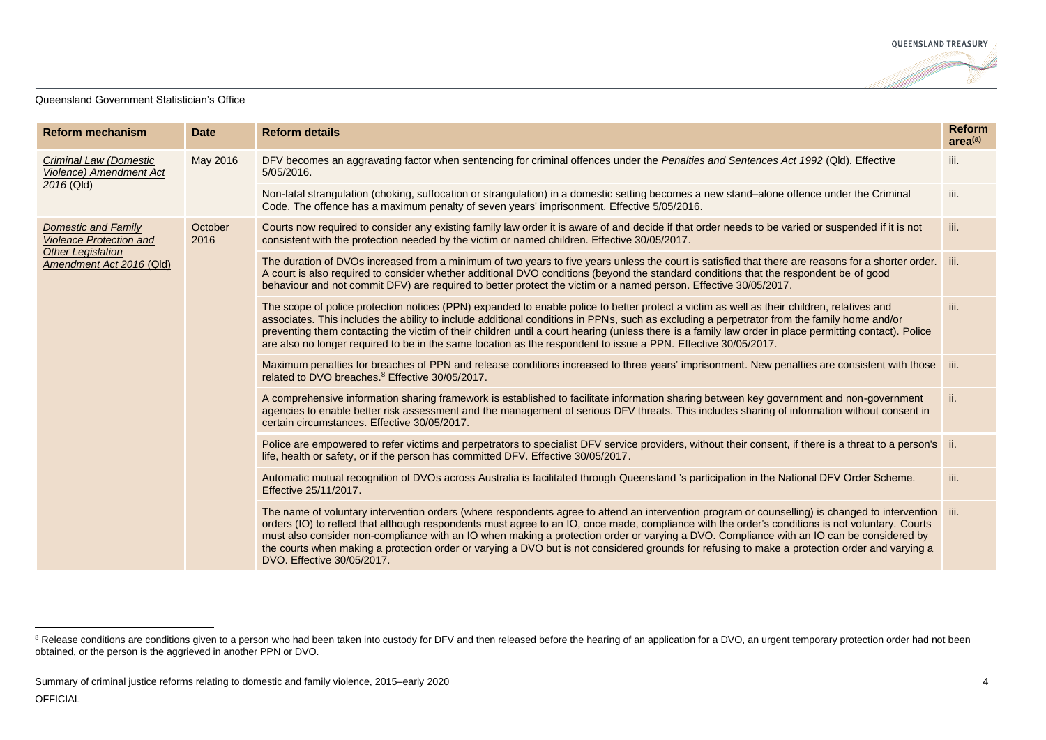| Reform mechanism | Date | Reform details | Reform area[(a)] |
|---|---|---|---|
| *Criminal Law (Domestic Violence) Amendment Act 2016* (Qld) | May 2016 | DFV becomes an aggravating factor when sentencing for criminal offences under the *Penalties and Sentences Act 1992* (Qld). Effective 5/05/2016. | iii. |
| | | Non-fatal strangulation (choking, suffocation or strangulation) in a domestic setting becomes a new stand–alone offence under the Criminal Code. The offence has a maximum penalty of seven years' imprisonment. Effective 5/05/2016. | iii. |
| *Domestic and Family Violence Protection and Other Legislation Amendment Act 2016* (Qld) | October 2016 | Courts now required to consider any existing family law order it is aware of and decide if that order needs to be varied or suspended if it is not consistent with the protection needed by the victim or named children. Effective 30/05/2017. | iii. |
| | | The duration of DVOs increased from a minimum of two years to five years unless the court is satisfied that there are reasons for a shorter order. A court is also required to consider whether additional DVO conditions (beyond the standard conditions that the respondent be of good behaviour and not commit DFV) are required to better protect the victim or a named person. Effective 30/05/2017. | iii. |
| | | The scope of police protection notices (PPN) expanded to enable police to better protect a victim as well as their children, relatives and associates. This includes the ability to include additional conditions in PPNs, such as excluding a perpetrator from the family home and/or preventing them contacting the victim of their children until a court hearing (unless there is a family law order in place permitting contact). Police are also no longer required to be in the same location as the respondent to issue a PPN. Effective 30/05/2017. | iii. |
| | | Maximum penalties for breaches of PPN and release conditions increased to three years' imprisonment. New penalties are consistent with those related to DVO breaches.[8] Effective 30/05/2017. | iii. |
| | | A comprehensive information sharing framework is established to facilitate information sharing between key government and non-government agencies to enable better risk assessment and the management of serious DFV threats. This includes sharing of information without consent in certain circumstances. Effective 30/05/2017. | ii. |
| | | Police are empowered to refer victims and perpetrators to specialist DFV service providers, without their consent, if there is a threat to a person's life, health or safety, or if the person has committed DFV. Effective 30/05/2017. | ii. |
| | | Automatic mutual recognition of DVOs across Australia is facilitated through Queensland 's participation in the National DFV Order Scheme. Effective 25/11/2017. | iii. |
| | | The name of voluntary intervention orders (where respondents agree to attend an intervention program or counselling) is changed to intervention orders (IO) to reflect that although respondents must agree to an IO, once made, compliance with the order's conditions is not voluntary. Courts must also consider non-compliance with an IO when making a protection order or varying a DVO. Compliance with an IO can be considered by the courts when making a protection order or varying a DVO but is not considered grounds for refusing to make a protection order and varying a DVO. Effective 30/05/2017. | iii. |

[8] Release conditions are conditions given to a person who had been taken into custody for DFV and then released before the hearing of an application for a DVO, an urgent temporary protection order had not been obtained, or the person is the aggrieved in another PPN or DVO.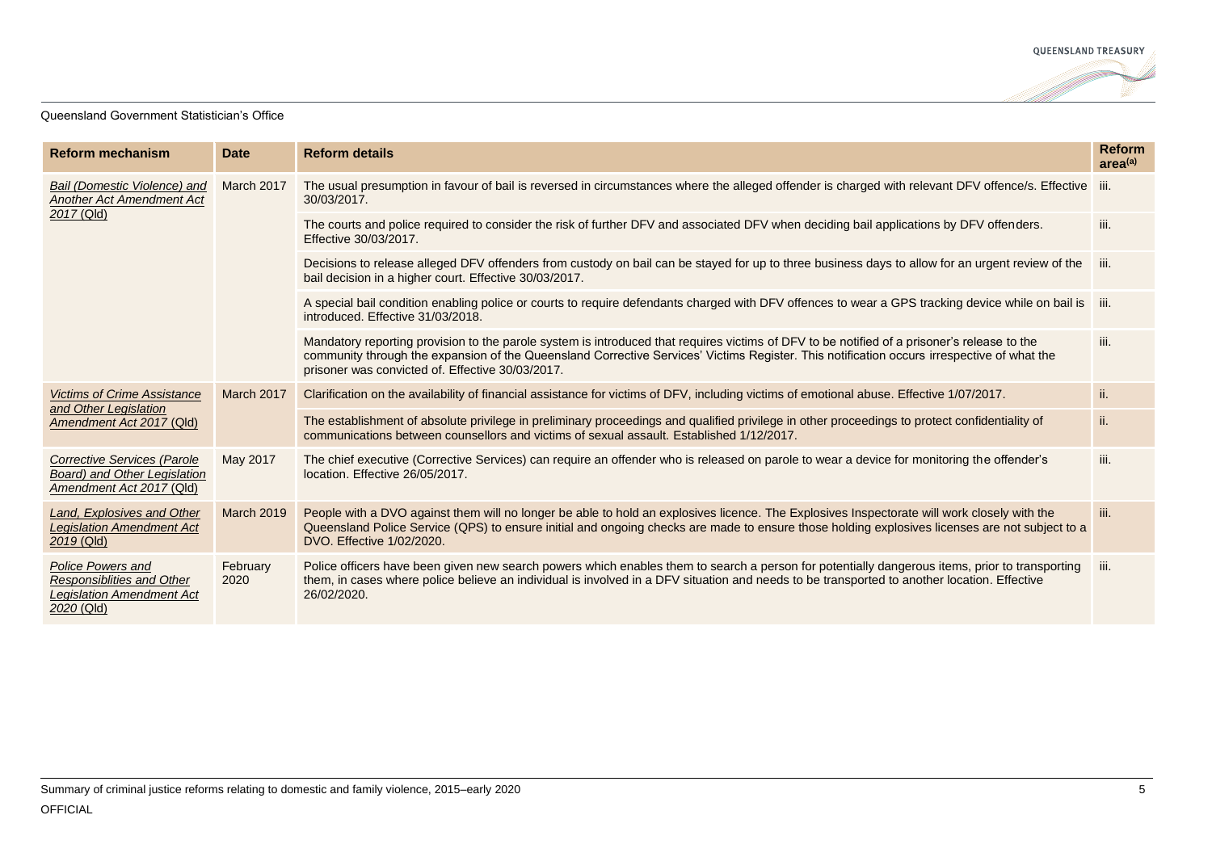| Reform mechanism | Date | Reform details | Reform area[(a)] |
|---|---|---|---|
| *Bail (Domestic Violence) and Another Act Amendment Act 2017* (Qld) | March 2017 | The usual presumption in favour of bail is reversed in circumstances where the alleged offender is charged with relevant DFV offence/s. Effective 30/03/2017. | iii. |
| | | The courts and police required to consider the risk of further DFV and associated DFV when deciding bail applications by DFV offenders. Effective 30/03/2017. | iii. |
| | | Decisions to release alleged DFV offenders from custody on bail can be stayed for up to three business days to allow for an urgent review of the bail decision in a higher court. Effective 30/03/2017. | iii. |
| | | A special bail condition enabling police or courts to require defendants charged with DFV offences to wear a GPS tracking device while on bail is introduced. Effective 31/03/2018. | iii. |
| | | Mandatory reporting provision to the parole system is introduced that requires victims of DFV to be notified of a prisoner's release to the community through the expansion of the Queensland Corrective Services' Victims Register. This notification occurs irrespective of what the prisoner was convicted of. Effective 30/03/2017. | iii. |
| *Victims of Crime Assistance and Other Legislation Amendment Act 2017* (Qld) | March 2017 | Clarification on the availability of financial assistance for victims of DFV, including victims of emotional abuse. Effective 1/07/2017. | ii. |
| | | The establishment of absolute privilege in preliminary proceedings and qualified privilege in other proceedings to protect confidentiality of communications between counsellors and victims of sexual assault. Established 1/12/2017. | ii. |
| *Corrective Services (Parole Board) and Other Legislation Amendment Act 2017* (Qld) | May 2017 | The chief executive (Corrective Services) can require an offender who is released on parole to wear a device for monitoring the offender's location. Effective 26/05/2017. | iii. |
| *Land, Explosives and Other Legislation Amendment Act 2019* (Qld) | March 2019 | People with a DVO against them will no longer be able to hold an explosives licence. The Explosives Inspectorate will work closely with the Queensland Police Service (QPS) to ensure initial and ongoing checks are made to ensure those holding explosives licenses are not subject to a DVO. Effective 1/02/2020. | iii. |
| *Police Powers and Responsiblities and Other Legislation Amendment Act 2020* (Qld) | February 2020 | Police officers have been given new search powers which enables them to search a person for potentially dangerous items, prior to transporting them, in cases where police believe an individual is involved in a DFV situation and needs to be transported to another location. Effective 26/02/2020. | iii. |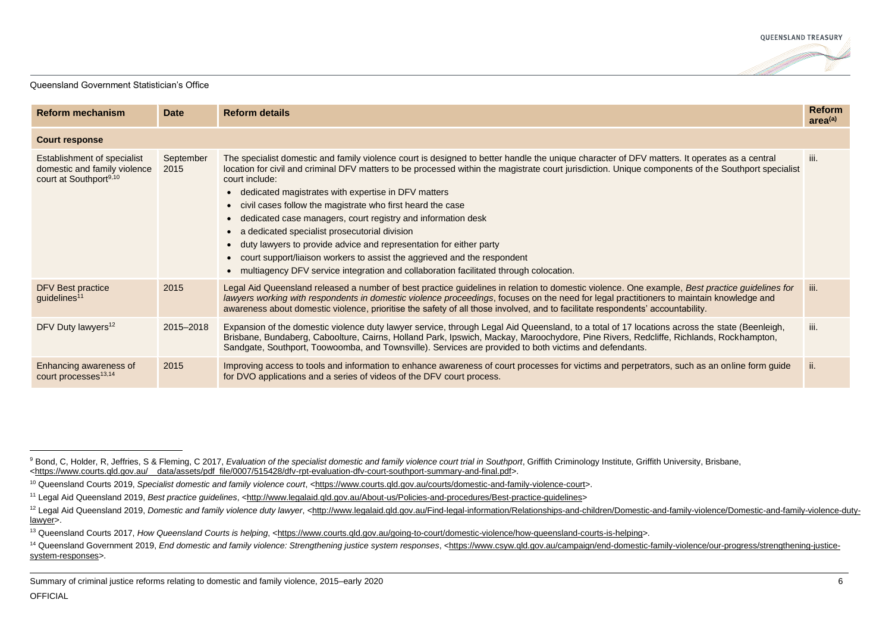| Reform mechanism | Date | Reform details | Reform area[(a)] |
|---|---|---|---|
| **Court response** | | | |
| Establishment of specialist domestic and family violence court at Southport[9,10] | September 2015 | The specialist domestic and family violence court is designed to better handle the unique character of DFV matters. It operates as a central location for civil and criminal DFV matters to be processed within the magistrate court jurisdiction. Unique components of the Southport specialist court include: <br>• dedicated magistrates with expertise in DFV matters <br>• civil cases follow the magistrate who first heard the case <br>• dedicated case managers, court registry and information desk <br>• a dedicated specialist prosecutorial division <br>• duty lawyers to provide advice and representation for either party <br>• court support/liaison workers to assist the aggrieved and the respondent <br>• multiagency DFV service integration and collaboration facilitated through colocation. | iii. |
| DFV Best practice guidelines[11] | 2015 | Legal Aid Queensland released a number of best practice guidelines in relation to domestic violence. One example, *Best practice guidelines for lawyers working with respondents in domestic violence proceedings*, focuses on the need for legal practitioners to maintain knowledge and awareness about domestic violence, prioritise the safety of all those involved, and to facilitate respondents' accountability. | iii. |
| DFV Duty lawyers[12] | 2015–2018 | Expansion of the domestic violence duty lawyer service, through Legal Aid Queensland, to a total of 17 locations across the state (Beenleigh, Brisbane, Bundaberg, Caboolture, Cairns, Holland Park, Ipswich, Mackay, Maroochydore, Pine Rivers, Redcliffe, Richlands, Rockhampton, Sandgate, Southport, Toowoomba, and Townsville). Services are provided to both victims and defendants. | iii. |
| Enhancing awareness of court processes[13,14] | 2015 | Improving access to tools and information to enhance awareness of court processes for victims and perpetrators, such as an online form guide for DVO applications and a series of videos of the DFV court process. | ii. |

[9] Bond, C, Holder, R, Jeffries, S & Fleming, C 2017, *Evaluation of the specialist domestic and family violence court trial in Southport*, Griffith Criminology Institute, Griffith University, Brisbane, <https://www.courts.qld.gov.au/__data/assets/pdf_file/0007/515428/dfv-rpt-evaluation-dfv-court-southport-summary-and-final.pdf>.

[10] Queensland Courts 2019, *Specialist domestic and family violence court*, <https://www.courts.qld.gov.au/courts/domestic-and-family-violence-court>.

[11] Legal Aid Queensland 2019, *Best practice guidelines*, <http://www.legalaid.qld.gov.au/About-us/Policies-and-procedures/Best-practice-guidelines>

[12] Legal Aid Queensland 2019, *Domestic and family violence duty lawyer*, <http://www.legalaid.qld.gov.au/Find-legal-information/Relationships-and-children/Domestic-and-family-violence/Domestic-and-family-violence-duty-lawyer>.

[13] Queensland Courts 2017, *How Queensland Courts is helping*, <https://www.courts.qld.gov.au/going-to-court/domestic-violence/how-queensland-courts-is-helping>.

[14] Queensland Government 2019, *End domestic and family violence: Strengthening justice system responses*, <https://www.csyw.qld.gov.au/campaign/end-domestic-family-violence/our-progress/strengthening-justice-system-responses>.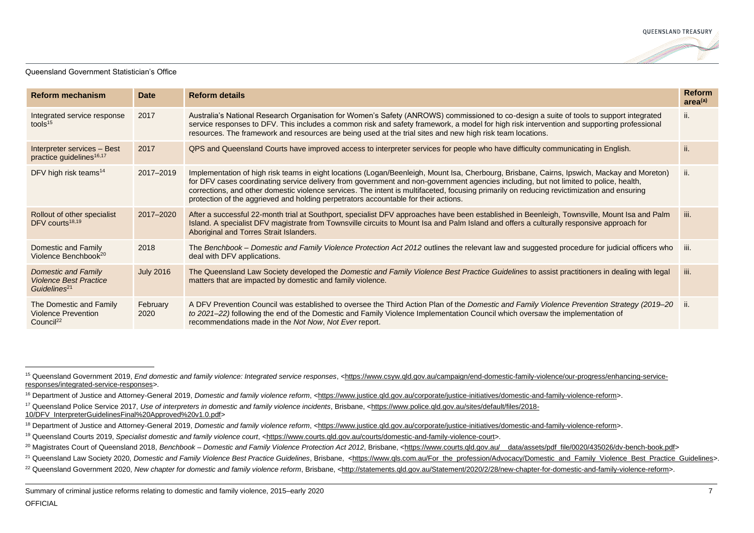| Reform mechanism | Date | Reform details | Reform area[(a)] |
|---|---|---|---|
| Integrated service response tools[15] | 2017 | Australia's National Research Organisation for Women's Safety (ANROWS) commissioned to co-design a suite of tools to support integrated service responses to DFV. This includes a common risk and safety framework, a model for high risk intervention and supporting professional resources. The framework and resources are being used at the trial sites and new high risk team locations. | ii. |
| Interpreter services – Best practice guidelines[16,17] | 2017 | QPS and Queensland Courts have improved access to interpreter services for people who have difficulty communicating in English. | ii. |
| DFV high risk teams[14] | 2017–2019 | Implementation of high risk teams in eight locations (Logan/Beenleigh, Mount Isa, Cherbourg, Brisbane, Cairns, Ipswich, Mackay and Moreton) for DFV cases coordinating service delivery from government and non-government agencies including, but not limited to police, health, corrections, and other domestic violence services. The intent is multifaceted, focusing primarily on reducing revictimization and ensuring protection of the aggrieved and holding perpetrators accountable for their actions. | ii. |
| Rollout of other specialist DFV courts[18,19] | 2017–2020 | After a successful 22-month trial at Southport, specialist DFV approaches have been established in Beenleigh, Townsville, Mount Isa and Palm Island. A specialist DFV magistrate from Townsville circuits to Mount Isa and Palm Island and offers a culturally responsive approach for Aboriginal and Torres Strait Islanders. | iii. |
| Domestic and Family Violence Benchbook[20] | 2018 | The *Benchbook – Domestic and Family Violence Protection Act 2012* outlines the relevant law and suggested procedure for judicial officers who deal with DFV applications. | iii. |
| *Domestic and Family Violence Best Practice Guidelines*[21] | July 2016 | The Queensland Law Society developed the *Domestic and Family Violence Best Practice Guidelines* to assist practitioners in dealing with legal matters that are impacted by domestic and family violence. | iii. |
| The Domestic and Family Violence Prevention Council[22] | February 2020 | A DFV Prevention Council was established to oversee the Third Action Plan of the *Domestic and Family Violence Prevention Strategy (2019–20 to 2021–22)* following the end of the Domestic and Family Violence Implementation Council which oversaw the implementation of recommendations made in the *Not Now, Not Ever* report. | ii. |

[15] Queensland Government 2019, *End domestic and family violence: Integrated service responses*, <https://www.csyw.qld.gov.au/campaign/end-domestic-family-violence/our-progress/enhancing-service-responses/integrated-service-responses>.

[16] Department of Justice and Attorney-General 2019, *Domestic and family violence reform*, <https://www.justice.qld.gov.au/corporate/justice-initiatives/domestic-and-family-violence-reform>.

[17] Queensland Police Service 2017, *Use of interpreters in domestic and family violence incidents*, Brisbane, <https://www.police.qld.gov.au/sites/default/files/2018-10/DFV_InterpreterGuidelinesFinal%20Approved%20v1.0.pdf>

[18] Department of Justice and Attorney-General 2019, *Domestic and family violence reform*, <https://www.justice.qld.gov.au/corporate/justice-initiatives/domestic-and-family-violence-reform>.

[19] Queensland Courts 2019, *Specialist domestic and family violence court*, <https://www.courts.qld.gov.au/courts/domestic-and-family-violence-court>.

[20] Magistrates Court of Queensland 2018, *Benchbook – Domestic and Family Violence Protection Act 2012*, Brisbane, <https://www.courts.qld.gov.au/__data/assets/pdf_file/0020/435026/dv-bench-book.pdf>

[21] Queensland Law Society 2020, *Domestic and Family Violence Best Practice Guidelines*, Brisbane, <https://www.qls.com.au/For_the_profession/Advocacy/Domestic_and_Family_Violence_Best_Practice_Guidelines>.

[22] Queensland Government 2020, *New chapter for domestic and family violence reform*, Brisbane, <http://statements.qld.gov.au/Statement/2020/2/28/new-chapter-for-domestic-and-family-violence-reform>.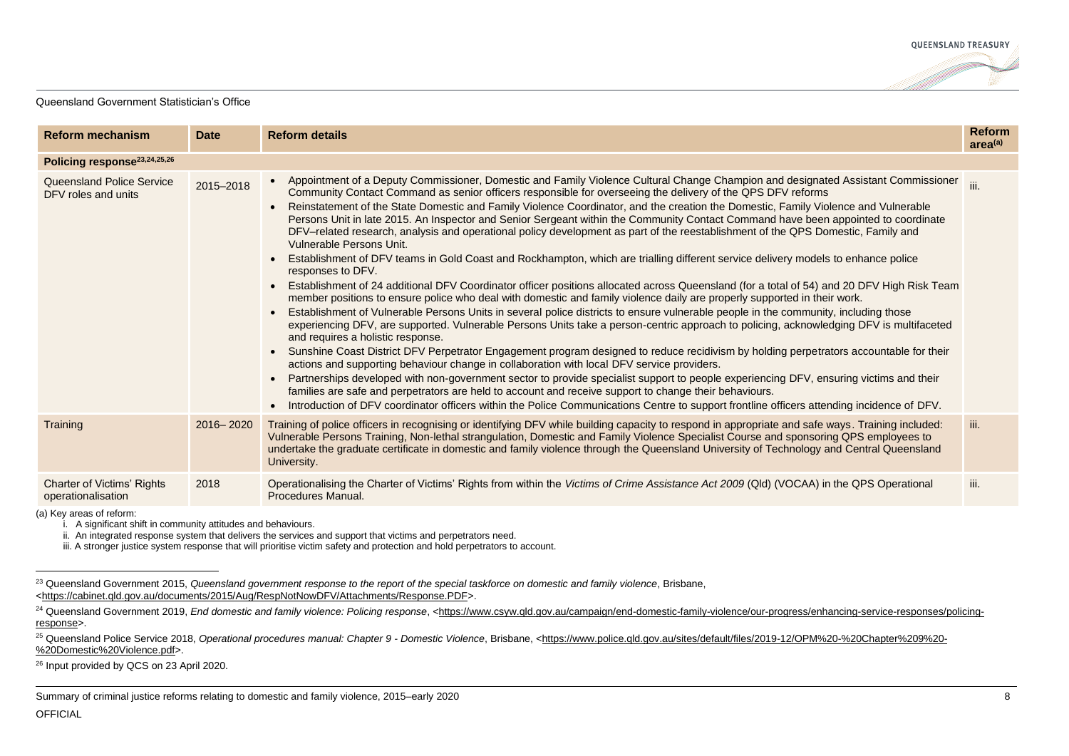| Reform mechanism | Date | Reform details | Reform area[(a)] |
|---|---|---|---|
| **Policing response[23,24,25,26]** | | | |
| Queensland Police Service DFV roles and units | 2015–2018 | • Appointment of a Deputy Commissioner, Domestic and Family Violence Cultural Change Champion and designated Assistant Commissioner Community Contact Command as senior officers responsible for overseeing the delivery of the QPS DFV reforms<br>• Reinstatement of the State Domestic and Family Violence Coordinator, and the creation the Domestic, Family Violence and Vulnerable Persons Unit in late 2015. An Inspector and Senior Sergeant within the Community Contact Command have been appointed to coordinate DFV–related research, analysis and operational policy development as part of the reestablishment of the QPS Domestic, Family and Vulnerable Persons Unit.<br>• Establishment of DFV teams in Gold Coast and Rockhampton, which are trialling different service delivery models to enhance police responses to DFV.<br>• Establishment of 24 additional DFV Coordinator officer positions allocated across Queensland (for a total of 54) and 20 DFV High Risk Team member positions to ensure police who deal with domestic and family violence daily are properly supported in their work.<br>• Establishment of Vulnerable Persons Units in several police districts to ensure vulnerable people in the community, including those experiencing DFV, are supported. Vulnerable Persons Units take a person-centric approach to policing, acknowledging DFV is multifaceted and requires a holistic response.<br>• Sunshine Coast District DFV Perpetrator Engagement program designed to reduce recidivism by holding perpetrators accountable for their actions and supporting behaviour change in collaboration with local DFV service providers.<br>• Partnerships developed with non-government sector to provide specialist support to people experiencing DFV, ensuring victims and their families are safe and perpetrators are held to account and receive support to change their behaviours.<br>• Introduction of DFV coordinator officers within the Police Communications Centre to support frontline officers attending incidence of DFV. | iii. |
| Training | 2016– 2020 | Training of police officers in recognising or identifying DFV while building capacity to respond in appropriate and safe ways. Training included: Vulnerable Persons Training, Non-lethal strangulation, Domestic and Family Violence Specialist Course and sponsoring QPS employees to undertake the graduate certificate in domestic and family violence through the Queensland University of Technology and Central Queensland University. | iii. |
| Charter of Victims' Rights operationalisation | 2018 | Operationalising the Charter of Victims' Rights from within the *Victims of Crime Assistance Act 2009* (Qld) (VOCAA) in the QPS Operational Procedures Manual. | iii. |

(a) Key areas of reform:

i. A significant shift in community attitudes and behaviours.

ii. An integrated response system that delivers the services and support that victims and perpetrators need.

iii. A stronger justice system response that will prioritise victim safety and protection and hold perpetrators to account.

[23] Queensland Government 2015, *Queensland government response to the report of the special taskforce on domestic and family violence*, Brisbane, <https://cabinet.qld.gov.au/documents/2015/Aug/RespNotNowDFV/Attachments/Response.PDF>.

[24] Queensland Government 2019, *End domestic and family violence: Policing response*, <https://www.csyw.qld.gov.au/campaign/end-domestic-family-violence/our-progress/enhancing-service-responses/policing-response>.

[25] Queensland Police Service 2018, *Operational procedures manual: Chapter 9 - Domestic Violence*, Brisbane, <https://www.police.qld.gov.au/sites/default/files/2019-12/OPM%20-%20Chapter%209%20-%20Domestic%20Violence.pdf>.

[26] Input provided by QCS on 23 April 2020.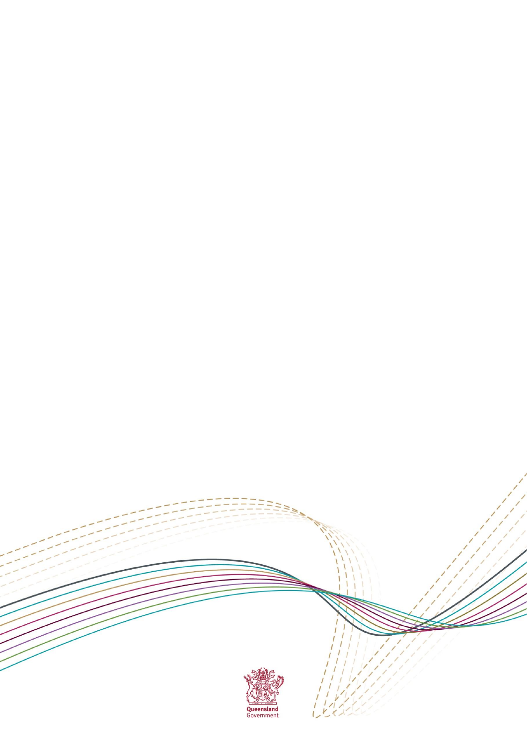Queensland Government